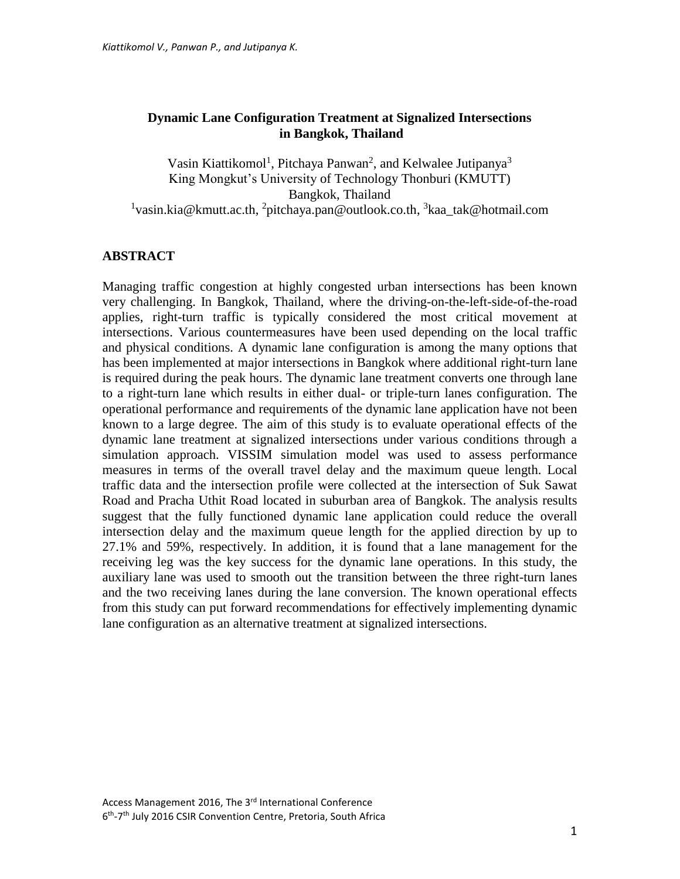# Dynamic Lane Configuration Treatment at Signalized Intersections in Bangkok, Thailand

Vasin Kiattikomol[1], Pitchaya Panwan[2], and Kelwalee Jutipanya[3]
King Mongkut's University of Technology Thonburi (KMUTT)
Bangkok, Thailand
[1]vasin.kia@kmutt.ac.th, [2]pitchaya.pan@outlook.co.th, [3]kaa_tak@hotmail.com

## ABSTRACT

Managing traffic congestion at highly congested urban intersections has been known very challenging. In Bangkok, Thailand, where the driving-on-the-left-side-of-the-road applies, right-turn traffic is typically considered the most critical movement at intersections. Various countermeasures have been used depending on the local traffic and physical conditions. A dynamic lane configuration is among the many options that has been implemented at major intersections in Bangkok where additional right-turn lane is required during the peak hours. The dynamic lane treatment converts one through lane to a right-turn lane which results in either dual- or triple-turn lanes configuration. The operational performance and requirements of the dynamic lane application have not been known to a large degree. The aim of this study is to evaluate operational effects of the dynamic lane treatment at signalized intersections under various conditions through a simulation approach. VISSIM simulation model was used to assess performance measures in terms of the overall travel delay and the maximum queue length. Local traffic data and the intersection profile were collected at the intersection of Suk Sawat Road and Pracha Uthit Road located in suburban area of Bangkok. The analysis results suggest that the fully functioned dynamic lane application could reduce the overall intersection delay and the maximum queue length for the applied direction by up to 27.1% and 59%, respectively. In addition, it is found that a lane management for the receiving leg was the key success for the dynamic lane operations. In this study, the auxiliary lane was used to smooth out the transition between the three right-turn lanes and the two receiving lanes during the lane conversion. The known operational effects from this study can put forward recommendations for effectively implementing dynamic lane configuration as an alternative treatment at signalized intersections.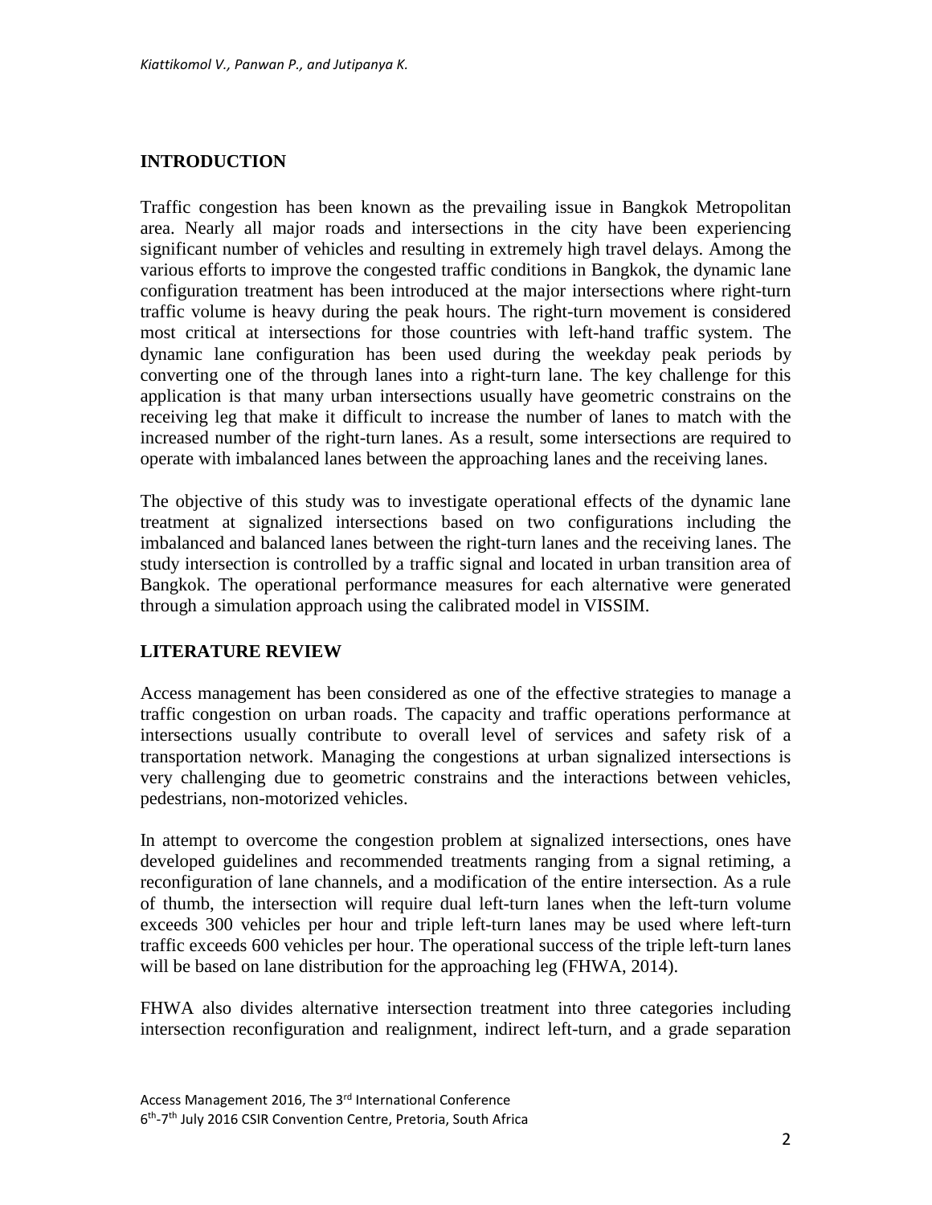## INTRODUCTION

Traffic congestion has been known as the prevailing issue in Bangkok Metropolitan area. Nearly all major roads and intersections in the city have been experiencing significant number of vehicles and resulting in extremely high travel delays. Among the various efforts to improve the congested traffic conditions in Bangkok, the dynamic lane configuration treatment has been introduced at the major intersections where right-turn traffic volume is heavy during the peak hours. The right-turn movement is considered most critical at intersections for those countries with left-hand traffic system. The dynamic lane configuration has been used during the weekday peak periods by converting one of the through lanes into a right-turn lane. The key challenge for this application is that many urban intersections usually have geometric constrains on the receiving leg that make it difficult to increase the number of lanes to match with the increased number of the right-turn lanes. As a result, some intersections are required to operate with imbalanced lanes between the approaching lanes and the receiving lanes.

The objective of this study was to investigate operational effects of the dynamic lane treatment at signalized intersections based on two configurations including the imbalanced and balanced lanes between the right-turn lanes and the receiving lanes. The study intersection is controlled by a traffic signal and located in urban transition area of Bangkok. The operational performance measures for each alternative were generated through a simulation approach using the calibrated model in VISSIM.

## LITERATURE REVIEW

Access management has been considered as one of the effective strategies to manage a traffic congestion on urban roads. The capacity and traffic operations performance at intersections usually contribute to overall level of services and safety risk of a transportation network. Managing the congestions at urban signalized intersections is very challenging due to geometric constrains and the interactions between vehicles, pedestrians, non-motorized vehicles.

In attempt to overcome the congestion problem at signalized intersections, ones have developed guidelines and recommended treatments ranging from a signal retiming, a reconfiguration of lane channels, and a modification of the entire intersection. As a rule of thumb, the intersection will require dual left-turn lanes when the left-turn volume exceeds 300 vehicles per hour and triple left-turn lanes may be used where left-turn traffic exceeds 600 vehicles per hour. The operational success of the triple left-turn lanes will be based on lane distribution for the approaching leg (FHWA, 2014).

FHWA also divides alternative intersection treatment into three categories including intersection reconfiguration and realignment, indirect left-turn, and a grade separation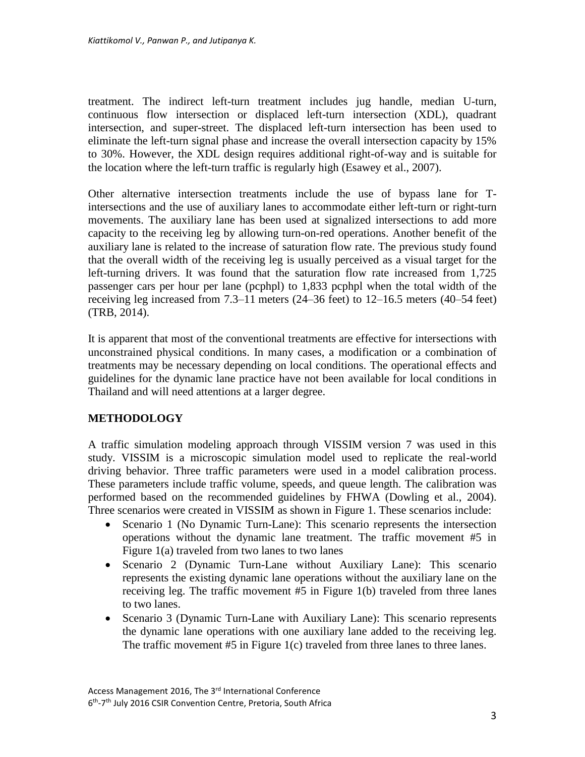treatment. The indirect left-turn treatment includes jug handle, median U-turn, continuous flow intersection or displaced left-turn intersection (XDL), quadrant intersection, and super-street. The displaced left-turn intersection has been used to eliminate the left-turn signal phase and increase the overall intersection capacity by 15% to 30%. However, the XDL design requires additional right-of-way and is suitable for the location where the left-turn traffic is regularly high (Esawey et al., 2007).

Other alternative intersection treatments include the use of bypass lane for T-intersections and the use of auxiliary lanes to accommodate either left-turn or right-turn movements. The auxiliary lane has been used at signalized intersections to add more capacity to the receiving leg by allowing turn-on-red operations. Another benefit of the auxiliary lane is related to the increase of saturation flow rate. The previous study found that the overall width of the receiving leg is usually perceived as a visual target for the left-turning drivers. It was found that the saturation flow rate increased from 1,725 passenger cars per hour per lane (pcphpl) to 1,833 pcphpl when the total width of the receiving leg increased from 7.3–11 meters (24–36 feet) to 12–16.5 meters (40–54 feet) (TRB, 2014).

It is apparent that most of the conventional treatments are effective for intersections with unconstrained physical conditions. In many cases, a modification or a combination of treatments may be necessary depending on local conditions. The operational effects and guidelines for the dynamic lane practice have not been available for local conditions in Thailand and will need attentions at a larger degree.

## METHODOLOGY

A traffic simulation modeling approach through VISSIM version 7 was used in this study. VISSIM is a microscopic simulation model used to replicate the real-world driving behavior. Three traffic parameters were used in a model calibration process. These parameters include traffic volume, speeds, and queue length. The calibration was performed based on the recommended guidelines by FHWA (Dowling et al., 2004). Three scenarios were created in VISSIM as shown in Figure 1. These scenarios include:

- Scenario 1 (No Dynamic Turn-Lane): This scenario represents the intersection operations without the dynamic lane treatment. The traffic movement #5 in Figure 1(a) traveled from two lanes to two lanes
- Scenario 2 (Dynamic Turn-Lane without Auxiliary Lane): This scenario represents the existing dynamic lane operations without the auxiliary lane on the receiving leg. The traffic movement #5 in Figure 1(b) traveled from three lanes to two lanes.
- Scenario 3 (Dynamic Turn-Lane with Auxiliary Lane): This scenario represents the dynamic lane operations with one auxiliary lane added to the receiving leg. The traffic movement #5 in Figure 1(c) traveled from three lanes to three lanes.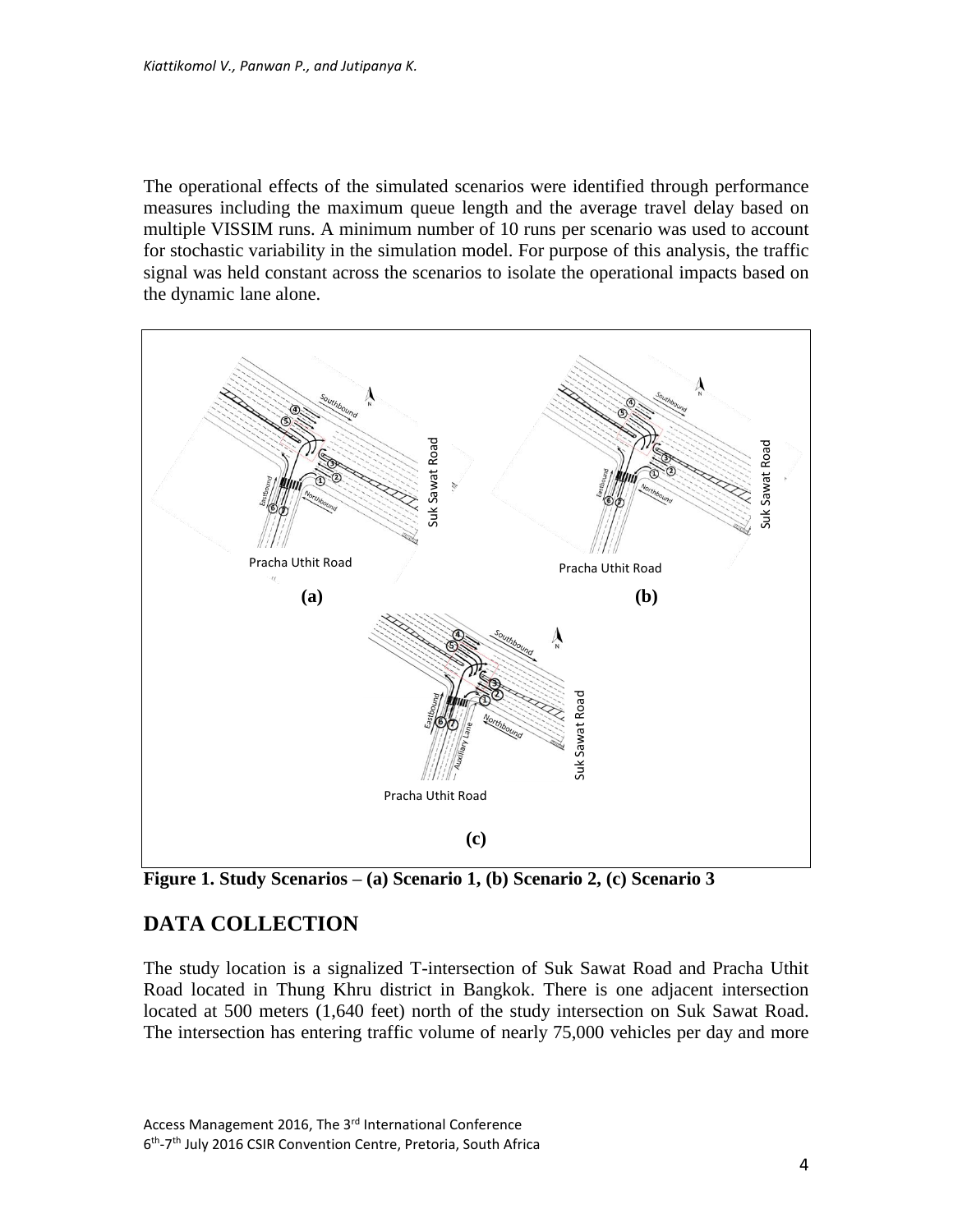The operational effects of the simulated scenarios were identified through performance measures including the maximum queue length and the average travel delay based on multiple VISSIM runs. A minimum number of 10 runs per scenario was used to account for stochastic variability in the simulation model. For purpose of this analysis, the traffic signal was held constant across the scenarios to isolate the operational impacts based on the dynamic lane alone.

**Figure 1. Study Scenarios – (a) Scenario 1, (b) Scenario 2, (c) Scenario 3**

## DATA COLLECTION

The study location is a signalized T-intersection of Suk Sawat Road and Pracha Uthit Road located in Thung Khru district in Bangkok. There is one adjacent intersection located at 500 meters (1,640 feet) north of the study intersection on Suk Sawat Road. The intersection has entering traffic volume of nearly 75,000 vehicles per day and more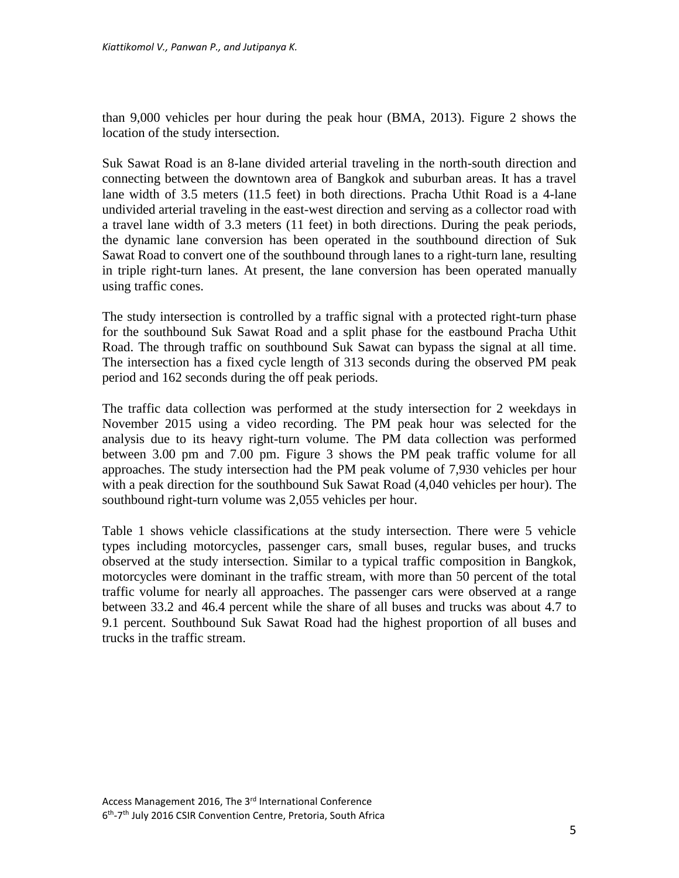than 9,000 vehicles per hour during the peak hour (BMA, 2013). Figure 2 shows the location of the study intersection.

Suk Sawat Road is an 8-lane divided arterial traveling in the north-south direction and connecting between the downtown area of Bangkok and suburban areas. It has a travel lane width of 3.5 meters (11.5 feet) in both directions. Pracha Uthit Road is a 4-lane undivided arterial traveling in the east-west direction and serving as a collector road with a travel lane width of 3.3 meters (11 feet) in both directions. During the peak periods, the dynamic lane conversion has been operated in the southbound direction of Suk Sawat Road to convert one of the southbound through lanes to a right-turn lane, resulting in triple right-turn lanes. At present, the lane conversion has been operated manually using traffic cones.

The study intersection is controlled by a traffic signal with a protected right-turn phase for the southbound Suk Sawat Road and a split phase for the eastbound Pracha Uthit Road. The through traffic on southbound Suk Sawat can bypass the signal at all time. The intersection has a fixed cycle length of 313 seconds during the observed PM peak period and 162 seconds during the off peak periods.

The traffic data collection was performed at the study intersection for 2 weekdays in November 2015 using a video recording. The PM peak hour was selected for the analysis due to its heavy right-turn volume. The PM data collection was performed between 3.00 pm and 7.00 pm. Figure 3 shows the PM peak traffic volume for all approaches. The study intersection had the PM peak volume of 7,930 vehicles per hour with a peak direction for the southbound Suk Sawat Road (4,040 vehicles per hour). The southbound right-turn volume was 2,055 vehicles per hour.

Table 1 shows vehicle classifications at the study intersection. There were 5 vehicle types including motorcycles, passenger cars, small buses, regular buses, and trucks observed at the study intersection. Similar to a typical traffic composition in Bangkok, motorcycles were dominant in the traffic stream, with more than 50 percent of the total traffic volume for nearly all approaches. The passenger cars were observed at a range between 33.2 and 46.4 percent while the share of all buses and trucks was about 4.7 to 9.1 percent. Southbound Suk Sawat Road had the highest proportion of all buses and trucks in the traffic stream.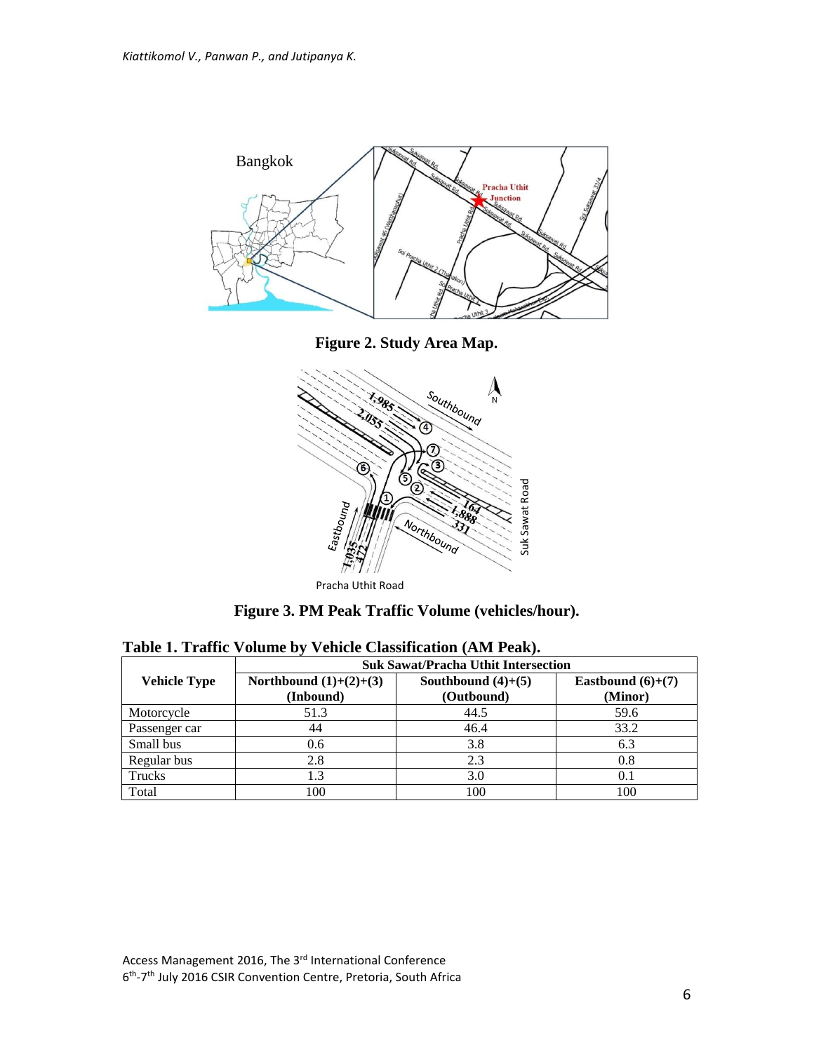**Figure 2. Study Area Map.**

**Figure 3. PM Peak Traffic Volume (vehicles/hour).**

**Table 1. Traffic Volume by Vehicle Classification (AM Peak).**

| Vehicle Type | Suk Sawat/Pracha Uthit Intersection | | |
|---|---|---|---|
| | Northbound (1)+(2)+(3) (Inbound) | Southbound (4)+(5) (Outbound) | Eastbound (6)+(7) (Minor) |
| Motorcycle | 51.3 | 44.5 | 59.6 |
| Passenger car | 44 | 46.4 | 33.2 |
| Small bus | 0.6 | 3.8 | 6.3 |
| Regular bus | 2.8 | 2.3 | 0.8 |
| Trucks | 1.3 | 3.0 | 0.1 |
| Total | 100 | 100 | 100 |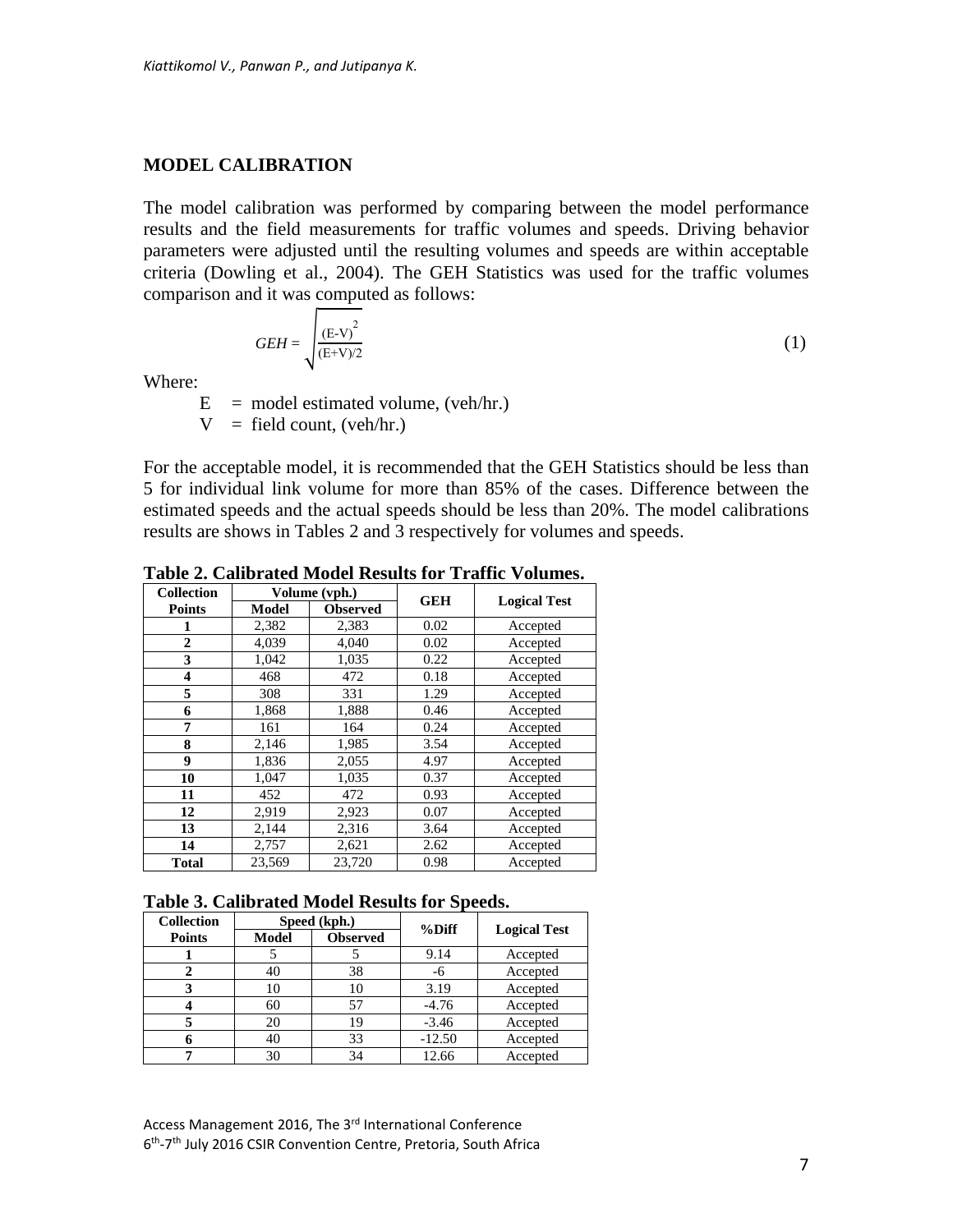## MODEL CALIBRATION

The model calibration was performed by comparing between the model performance results and the field measurements for traffic volumes and speeds. Driving behavior parameters were adjusted until the resulting volumes and speeds are within acceptable criteria (Dowling et al., 2004). The GEH Statistics was used for the traffic volumes comparison and it was computed as follows:

$$GEH = \sqrt{\frac{(E-V)^2}{(E+V)/2}} \tag{1}$$

Where:

$E$ = model estimated volume, (veh/hr.)
$V$ = field count, (veh/hr.)

For the acceptable model, it is recommended that the GEH Statistics should be less than 5 for individual link volume for more than 85% of the cases. Difference between the estimated speeds and the actual speeds should be less than 20%. The model calibrations results are shows in Tables 2 and 3 respectively for volumes and speeds.

**Table 2. Calibrated Model Results for Traffic Volumes.**

| Collection Points | Volume (vph.) | | GEH | Logical Test |
|---|---|---|---|---|
| | Model | Observed | | |
| 1 | 2,382 | 2,383 | 0.02 | Accepted |
| 2 | 4,039 | 4,040 | 0.02 | Accepted |
| 3 | 1,042 | 1,035 | 0.22 | Accepted |
| 4 | 468 | 472 | 0.18 | Accepted |
| 5 | 308 | 331 | 1.29 | Accepted |
| 6 | 1,868 | 1,888 | 0.46 | Accepted |
| 7 | 161 | 164 | 0.24 | Accepted |
| 8 | 2,146 | 1,985 | 3.54 | Accepted |
| 9 | 1,836 | 2,055 | 4.97 | Accepted |
| 10 | 1,047 | 1,035 | 0.37 | Accepted |
| 11 | 452 | 472 | 0.93 | Accepted |
| 12 | 2,919 | 2,923 | 0.07 | Accepted |
| 13 | 2,144 | 2,316 | 3.64 | Accepted |
| 14 | 2,757 | 2,621 | 2.62 | Accepted |
| Total | 23,569 | 23,720 | 0.98 | Accepted |

**Table 3. Calibrated Model Results for Speeds.**

| Collection Points | Speed (kph.) | | %Diff | Logical Test |
|---|---|---|---|---|
| | Model | Observed | | |
| 1 | 5 | 5 | 9.14 | Accepted |
| 2 | 40 | 38 | -6 | Accepted |
| 3 | 10 | 10 | 3.19 | Accepted |
| 4 | 60 | 57 | -4.76 | Accepted |
| 5 | 20 | 19 | -3.46 | Accepted |
| 6 | 40 | 33 | -12.50 | Accepted |
| 7 | 30 | 34 | 12.66 | Accepted |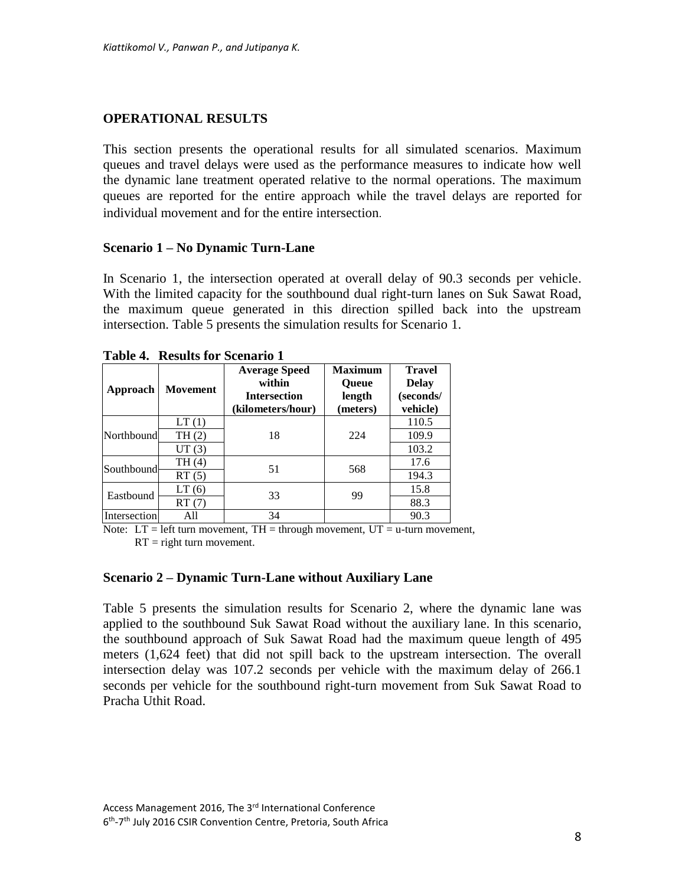## OPERATIONAL RESULTS

This section presents the operational results for all simulated scenarios. Maximum queues and travel delays were used as the performance measures to indicate how well the dynamic lane treatment operated relative to the normal operations. The maximum queues are reported for the entire approach while the travel delays are reported for individual movement and for the entire intersection.

### Scenario 1 – No Dynamic Turn-Lane

In Scenario 1, the intersection operated at overall delay of 90.3 seconds per vehicle. With the limited capacity for the southbound dual right-turn lanes on Suk Sawat Road, the maximum queue generated in this direction spilled back into the upstream intersection. Table 5 presents the simulation results for Scenario 1.

**Table 4. Results for Scenario 1**

| Approach | Movement | Average Speed within Intersection (kilometers/hour) | Maximum Queue length (meters) | Travel Delay (seconds/vehicle) |
|---|---|---|---|---|
| Northbound | LT (1) | 18 | 224 | 110.5 |
| | TH (2) | | | 109.9 |
| | UT (3) | | | 103.2 |
| Southbound | TH (4) | 51 | 568 | 17.6 |
| | RT (5) | | | 194.3 |
| Eastbound | LT (6) | 33 | 99 | 15.8 |
| | RT (7) | | | 88.3 |
| Intersection | All | 34 | | 90.3 |

Note: LT = left turn movement, TH = through movement, UT = u-turn movement, RT = right turn movement.

### Scenario 2 – Dynamic Turn-Lane without Auxiliary Lane

Table 5 presents the simulation results for Scenario 2, where the dynamic lane was applied to the southbound Suk Sawat Road without the auxiliary lane. In this scenario, the southbound approach of Suk Sawat Road had the maximum queue length of 495 meters (1,624 feet) that did not spill back to the upstream intersection. The overall intersection delay was 107.2 seconds per vehicle with the maximum delay of 266.1 seconds per vehicle for the southbound right-turn movement from Suk Sawat Road to Pracha Uthit Road.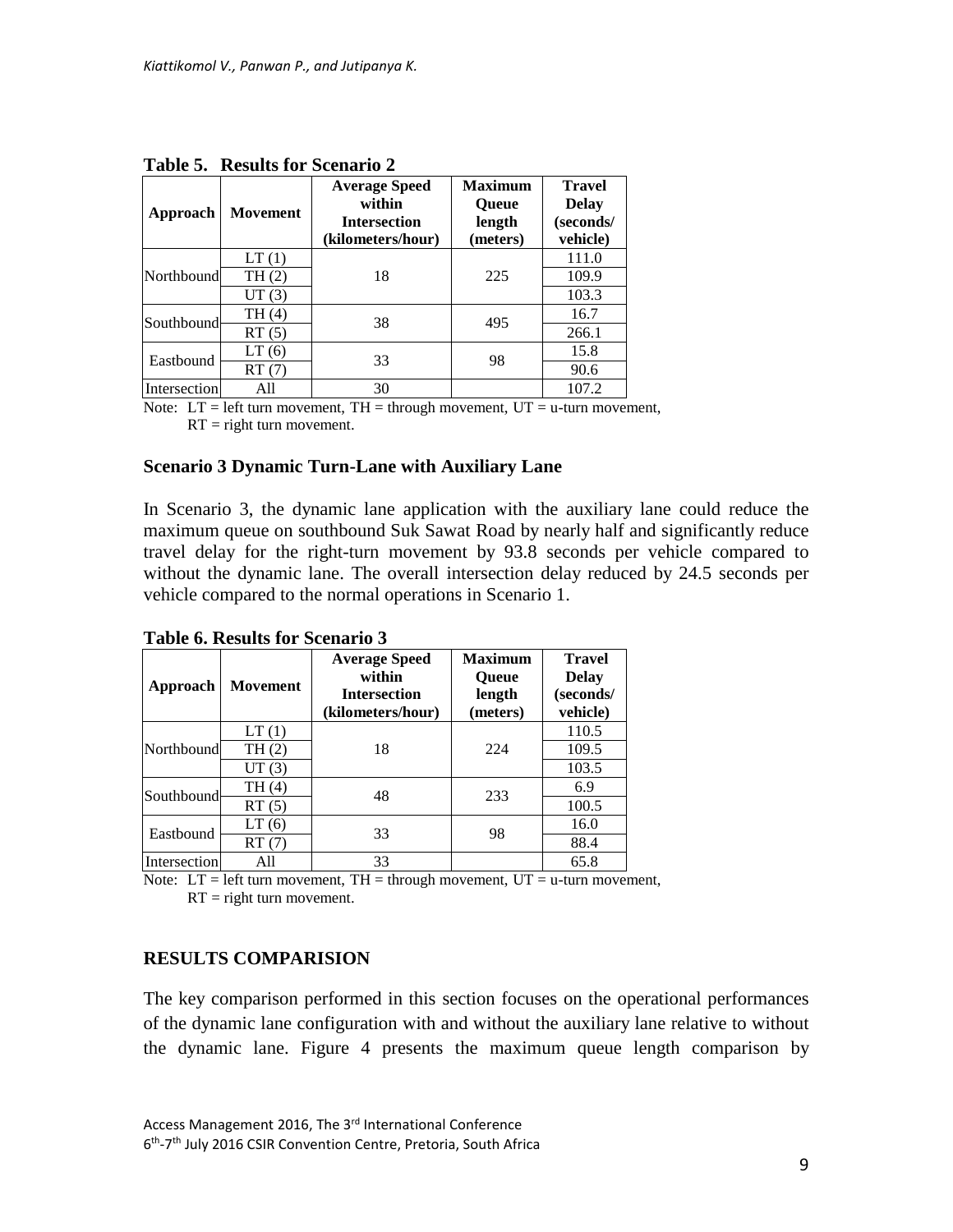**Table 5. Results for Scenario 2**

| Approach | Movement | Average Speed within Intersection (kilometers/hour) | Maximum Queue length (meters) | Travel Delay (seconds/ vehicle) |
|---|---|---|---|---|
| Northbound | LT (1) | 18 | 225 | 111.0 |
| | TH (2) | | | 109.9 |
| | UT (3) | | | 103.3 |
| Southbound | TH (4) | 38 | 495 | 16.7 |
| | RT (5) | | | 266.1 |
| Eastbound | LT (6) | 33 | 98 | 15.8 |
| | RT (7) | | | 90.6 |
| Intersection | All | 30 | | 107.2 |

Note: LT = left turn movement, TH = through movement, UT = u-turn movement, RT = right turn movement.

### Scenario 3 Dynamic Turn-Lane with Auxiliary Lane

In Scenario 3, the dynamic lane application with the auxiliary lane could reduce the maximum queue on southbound Suk Sawat Road by nearly half and significantly reduce travel delay for the right-turn movement by 93.8 seconds per vehicle compared to without the dynamic lane. The overall intersection delay reduced by 24.5 seconds per vehicle compared to the normal operations in Scenario 1.

**Table 6. Results for Scenario 3**

| Approach | Movement | Average Speed within Intersection (kilometers/hour) | Maximum Queue length (meters) | Travel Delay (seconds/ vehicle) |
|---|---|---|---|---|
| Northbound | LT (1) | 18 | 224 | 110.5 |
| | TH (2) | | | 109.5 |
| | UT (3) | | | 103.5 |
| Southbound | TH (4) | 48 | 233 | 6.9 |
| | RT (5) | | | 100.5 |
| Eastbound | LT (6) | 33 | 98 | 16.0 |
| | RT (7) | | | 88.4 |
| Intersection | All | 33 | | 65.8 |

Note: LT = left turn movement, TH = through movement, UT = u-turn movement, RT = right turn movement.

## RESULTS COMPARISION

The key comparison performed in this section focuses on the operational performances of the dynamic lane configuration with and without the auxiliary lane relative to without the dynamic lane. Figure 4 presents the maximum queue length comparison by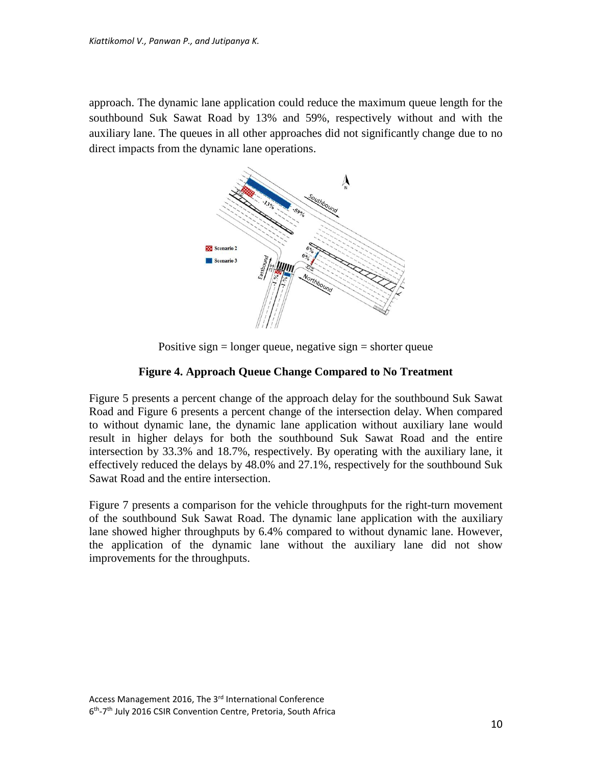approach. The dynamic lane application could reduce the maximum queue length for the southbound Suk Sawat Road by 13% and 59%, respectively without and with the auxiliary lane. The queues in all other approaches did not significantly change due to no direct impacts from the dynamic lane operations.

Positive sign = longer queue, negative sign = shorter queue

**Figure 4. Approach Queue Change Compared to No Treatment**

Figure 5 presents a percent change of the approach delay for the southbound Suk Sawat Road and Figure 6 presents a percent change of the intersection delay. When compared to without dynamic lane, the dynamic lane application without auxiliary lane would result in higher delays for both the southbound Suk Sawat Road and the entire intersection by 33.3% and 18.7%, respectively. By operating with the auxiliary lane, it effectively reduced the delays by 48.0% and 27.1%, respectively for the southbound Suk Sawat Road and the entire intersection.

Figure 7 presents a comparison for the vehicle throughputs for the right-turn movement of the southbound Suk Sawat Road. The dynamic lane application with the auxiliary lane showed higher throughputs by 6.4% compared to without dynamic lane. However, the application of the dynamic lane without the auxiliary lane did not show improvements for the throughputs.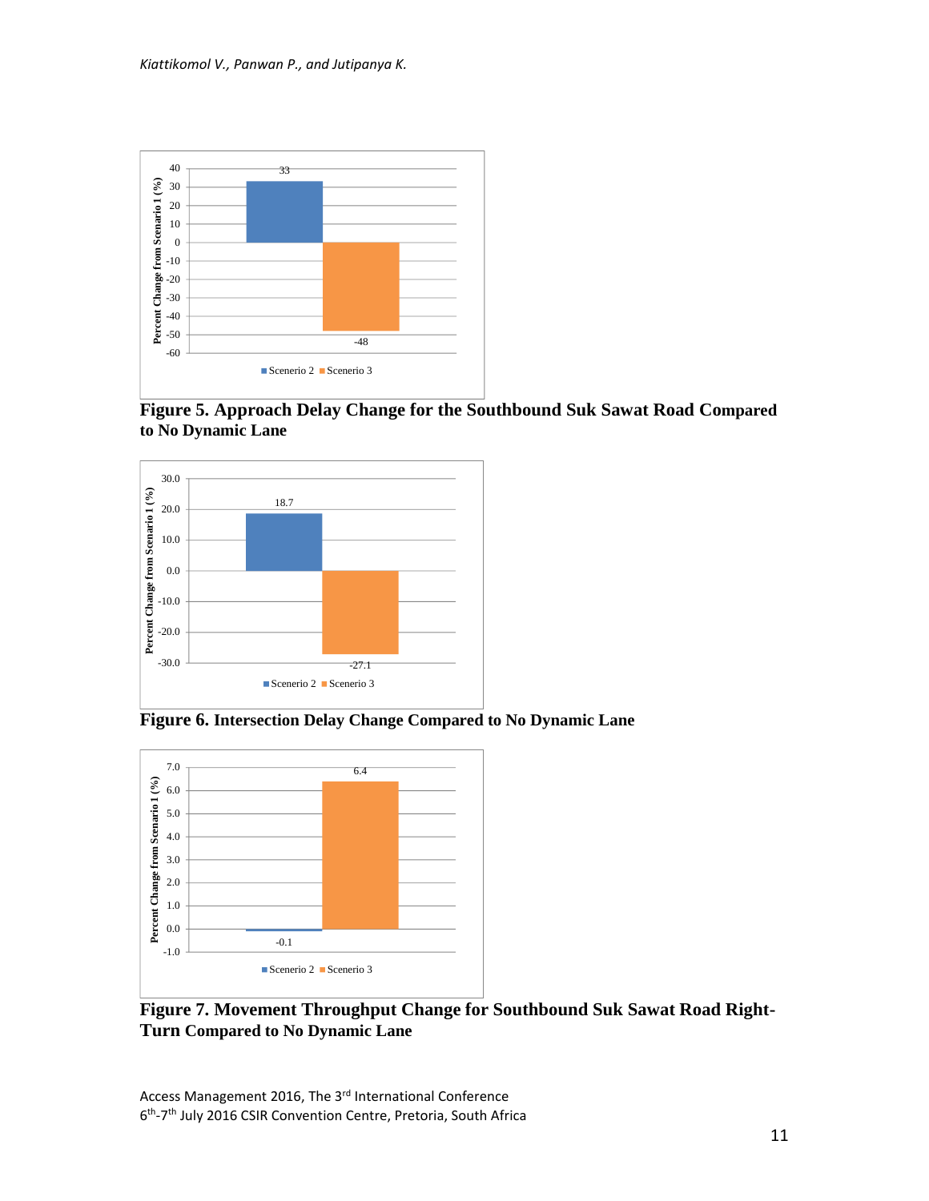**Figure 5. Approach Delay Change for the Southbound Suk Sawat Road Compared to No Dynamic Lane**

**Figure 6. Intersection Delay Change Compared to No Dynamic Lane**

**Figure 7. Movement Throughput Change for Southbound Suk Sawat Road Right-Turn Compared to No Dynamic Lane**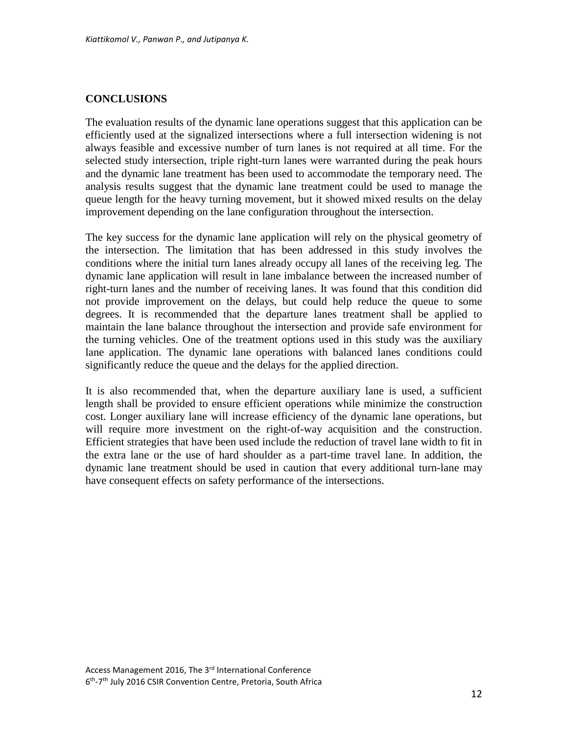## CONCLUSIONS

The evaluation results of the dynamic lane operations suggest that this application can be efficiently used at the signalized intersections where a full intersection widening is not always feasible and excessive number of turn lanes is not required at all time. For the selected study intersection, triple right-turn lanes were warranted during the peak hours and the dynamic lane treatment has been used to accommodate the temporary need. The analysis results suggest that the dynamic lane treatment could be used to manage the queue length for the heavy turning movement, but it showed mixed results on the delay improvement depending on the lane configuration throughout the intersection.

The key success for the dynamic lane application will rely on the physical geometry of the intersection. The limitation that has been addressed in this study involves the conditions where the initial turn lanes already occupy all lanes of the receiving leg. The dynamic lane application will result in lane imbalance between the increased number of right-turn lanes and the number of receiving lanes. It was found that this condition did not provide improvement on the delays, but could help reduce the queue to some degrees. It is recommended that the departure lanes treatment shall be applied to maintain the lane balance throughout the intersection and provide safe environment for the turning vehicles. One of the treatment options used in this study was the auxiliary lane application. The dynamic lane operations with balanced lanes conditions could significantly reduce the queue and the delays for the applied direction.

It is also recommended that, when the departure auxiliary lane is used, a sufficient length shall be provided to ensure efficient operations while minimize the construction cost. Longer auxiliary lane will increase efficiency of the dynamic lane operations, but will require more investment on the right-of-way acquisition and the construction. Efficient strategies that have been used include the reduction of travel lane width to fit in the extra lane or the use of hard shoulder as a part-time travel lane. In addition, the dynamic lane treatment should be used in caution that every additional turn-lane may have consequent effects on safety performance of the intersections.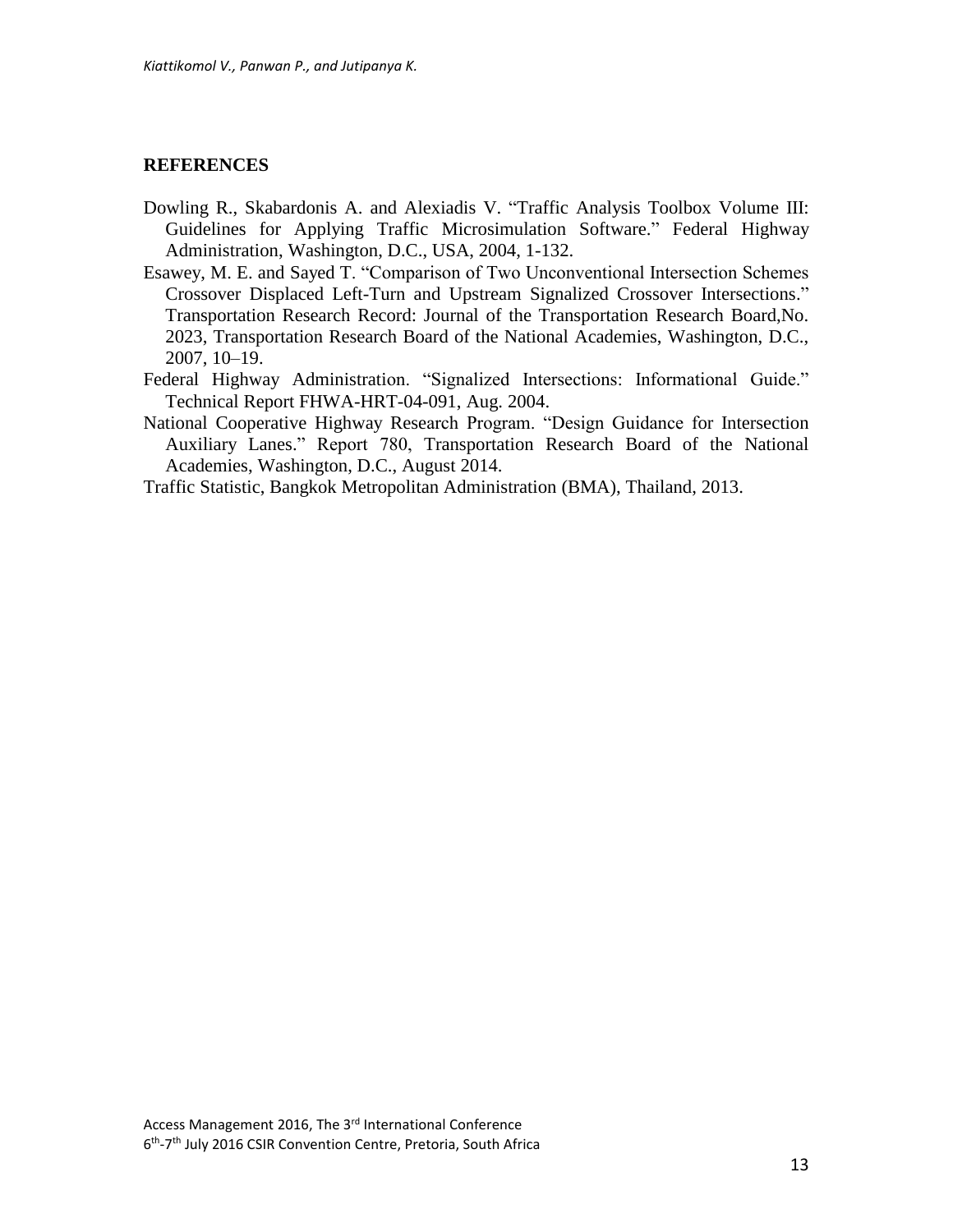## REFERENCES

Dowling R., Skabardonis A. and Alexiadis V. "Traffic Analysis Toolbox Volume III: Guidelines for Applying Traffic Microsimulation Software." Federal Highway Administration, Washington, D.C., USA, 2004, 1-132.

Esawey, M. E. and Sayed T. "Comparison of Two Unconventional Intersection Schemes Crossover Displaced Left-Turn and Upstream Signalized Crossover Intersections." Transportation Research Record: Journal of the Transportation Research Board,No. 2023, Transportation Research Board of the National Academies, Washington, D.C., 2007, 10–19.

Federal Highway Administration. "Signalized Intersections: Informational Guide." Technical Report FHWA-HRT-04-091, Aug. 2004.

National Cooperative Highway Research Program. "Design Guidance for Intersection Auxiliary Lanes." Report 780, Transportation Research Board of the National Academies, Washington, D.C., August 2014.

Traffic Statistic, Bangkok Metropolitan Administration (BMA), Thailand, 2013.